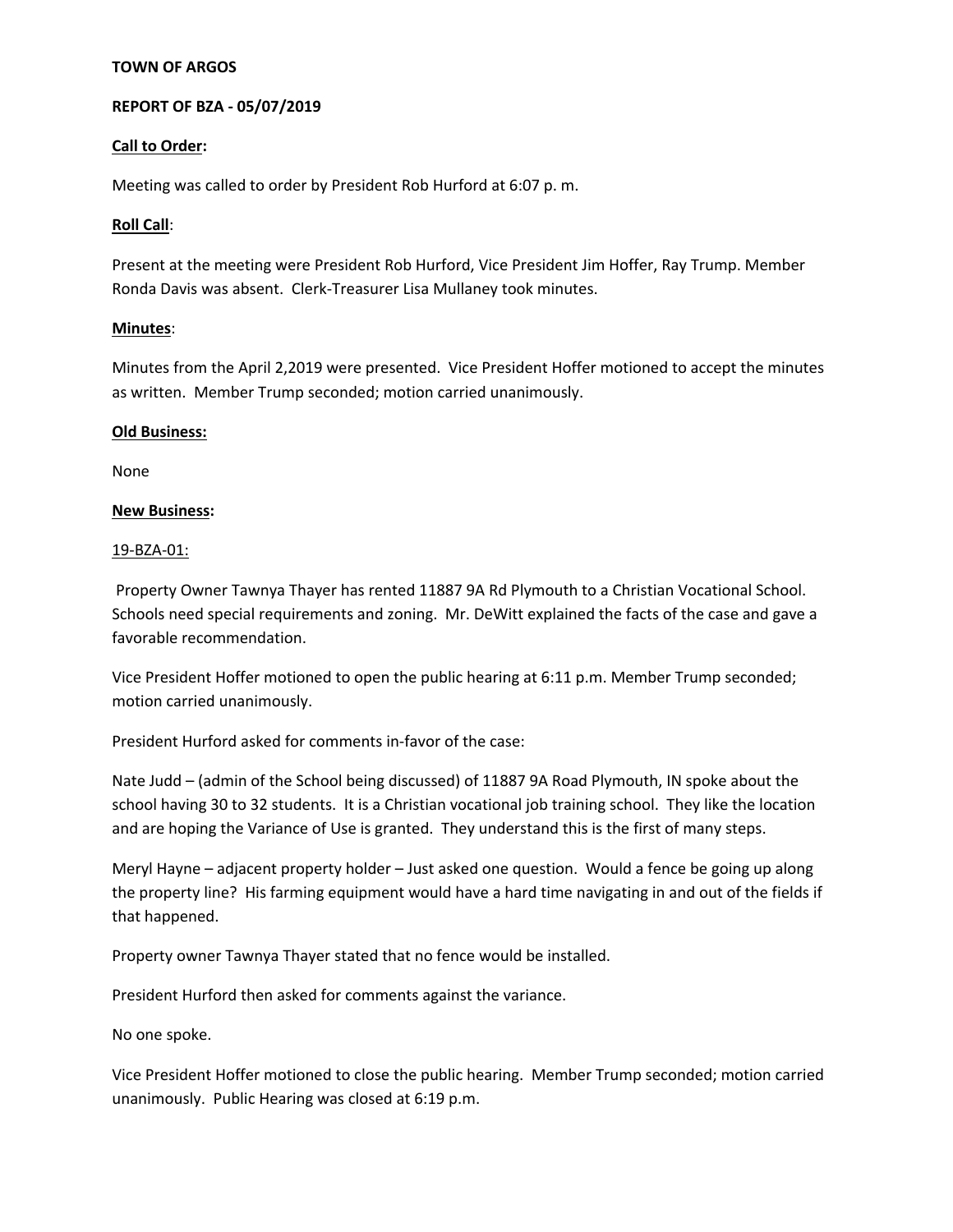**TOWN OF ARGOS**

**REPORT OF BZA - 05/07/2019**

**Call to Order:**

Meeting was called to order by President Rob Hurford at 6:07 p. m.

**Roll Call**:

Present at the meeting were President Rob Hurford, Vice President Jim Hoffer, Ray Trump. Member Ronda Davis was absent. Clerk-Treasurer Lisa Mullaney took minutes.

**Minutes**:

Minutes from the April 2,2019 were presented. Vice President Hoffer motioned to accept the minutes as written. Member Trump seconded; motion carried unanimously.

**Old Business:**

None

**New Business:**

19-BZA-01:

Property Owner Tawnya Thayer has rented 11887 9A Rd Plymouth to a Christian Vocational School. Schools need special requirements and zoning. Mr. DeWitt explained the facts of the case and gave a favorable recommendation.

Vice President Hoffer motioned to open the public hearing at 6:11 p.m. Member Trump seconded; motion carried unanimously.

President Hurford asked for comments in-favor of the case:

Nate Judd – (admin of the School being discussed) of 11887 9A Road Plymouth, IN spoke about the school having 30 to 32 students. It is a Christian vocational job training school. They like the location and are hoping the Variance of Use is granted. They understand this is the first of many steps.

Meryl Hayne – adjacent property holder – Just asked one question. Would a fence be going up along the property line? His farming equipment would have a hard time navigating in and out of the fields if that happened.

Property owner Tawnya Thayer stated that no fence would be installed.

President Hurford then asked for comments against the variance.

No one spoke.

Vice President Hoffer motioned to close the public hearing. Member Trump seconded; motion carried unanimously. Public Hearing was closed at 6:19 p.m.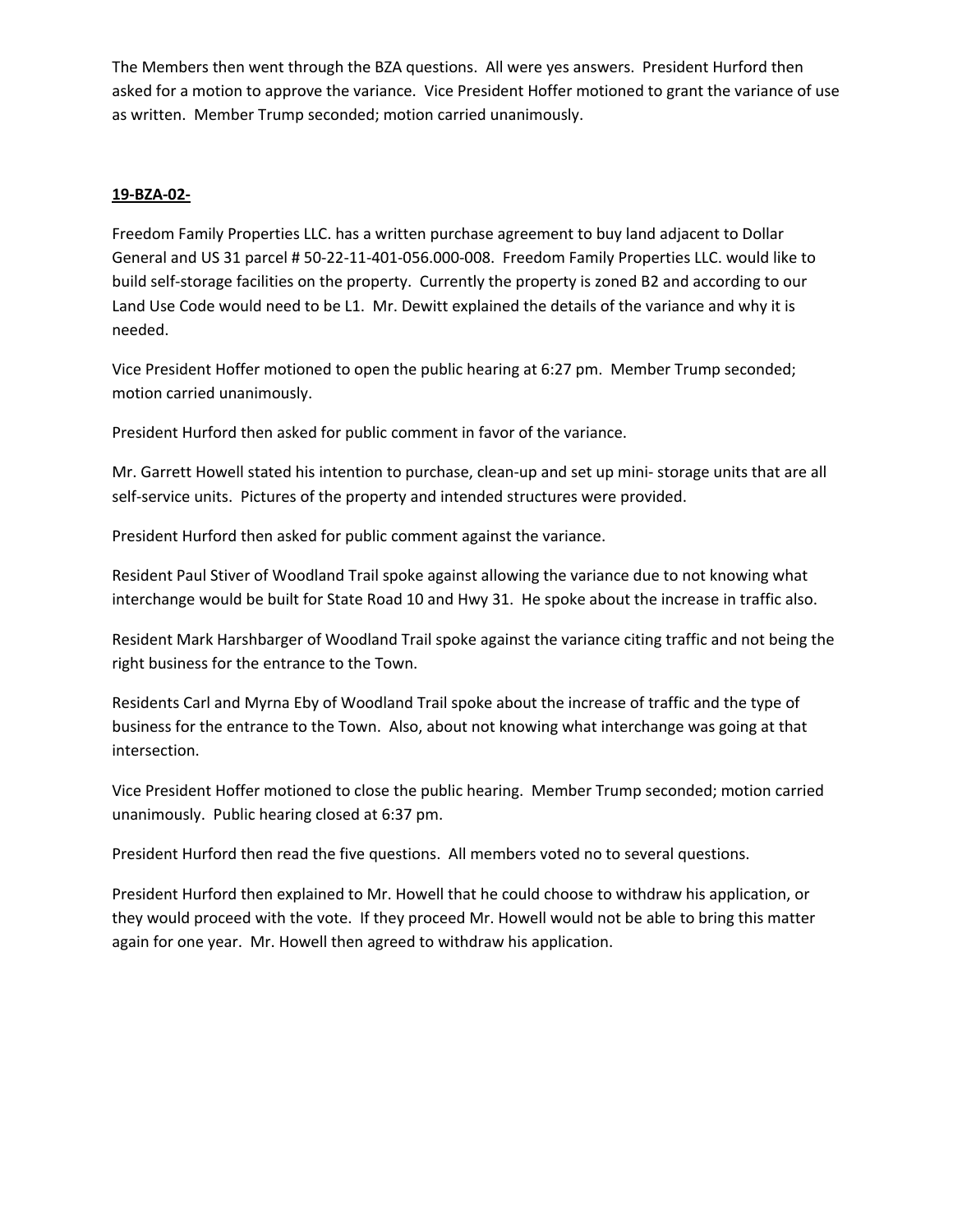The Members then went through the BZA questions. All were yes answers. President Hurford then asked for a motion to approve the variance. Vice President Hoffer motioned to grant the variance of use as written. Member Trump seconded; motion carried unanimously.

**19-BZA-02-**

Freedom Family Properties LLC. has a written purchase agreement to buy land adjacent to Dollar General and US 31 parcel # 50-22-11-401-056.000-008. Freedom Family Properties LLC. would like to build self-storage facilities on the property. Currently the property is zoned B2 and according to our Land Use Code would need to be L1. Mr. Dewitt explained the details of the variance and why it is needed.

Vice President Hoffer motioned to open the public hearing at 6:27 pm. Member Trump seconded; motion carried unanimously.

President Hurford then asked for public comment in favor of the variance.

Mr. Garrett Howell stated his intention to purchase, clean-up and set up mini- storage units that are all self-service units. Pictures of the property and intended structures were provided.

President Hurford then asked for public comment against the variance.

Resident Paul Stiver of Woodland Trail spoke against allowing the variance due to not knowing what interchange would be built for State Road 10 and Hwy 31. He spoke about the increase in traffic also.

Resident Mark Harshbarger of Woodland Trail spoke against the variance citing traffic and not being the right business for the entrance to the Town.

Residents Carl and Myrna Eby of Woodland Trail spoke about the increase of traffic and the type of business for the entrance to the Town. Also, about not knowing what interchange was going at that intersection.

Vice President Hoffer motioned to close the public hearing. Member Trump seconded; motion carried unanimously. Public hearing closed at 6:37 pm.

President Hurford then read the five questions. All members voted no to several questions.

President Hurford then explained to Mr. Howell that he could choose to withdraw his application, or they would proceed with the vote. If they proceed Mr. Howell would not be able to bring this matter again for one year. Mr. Howell then agreed to withdraw his application.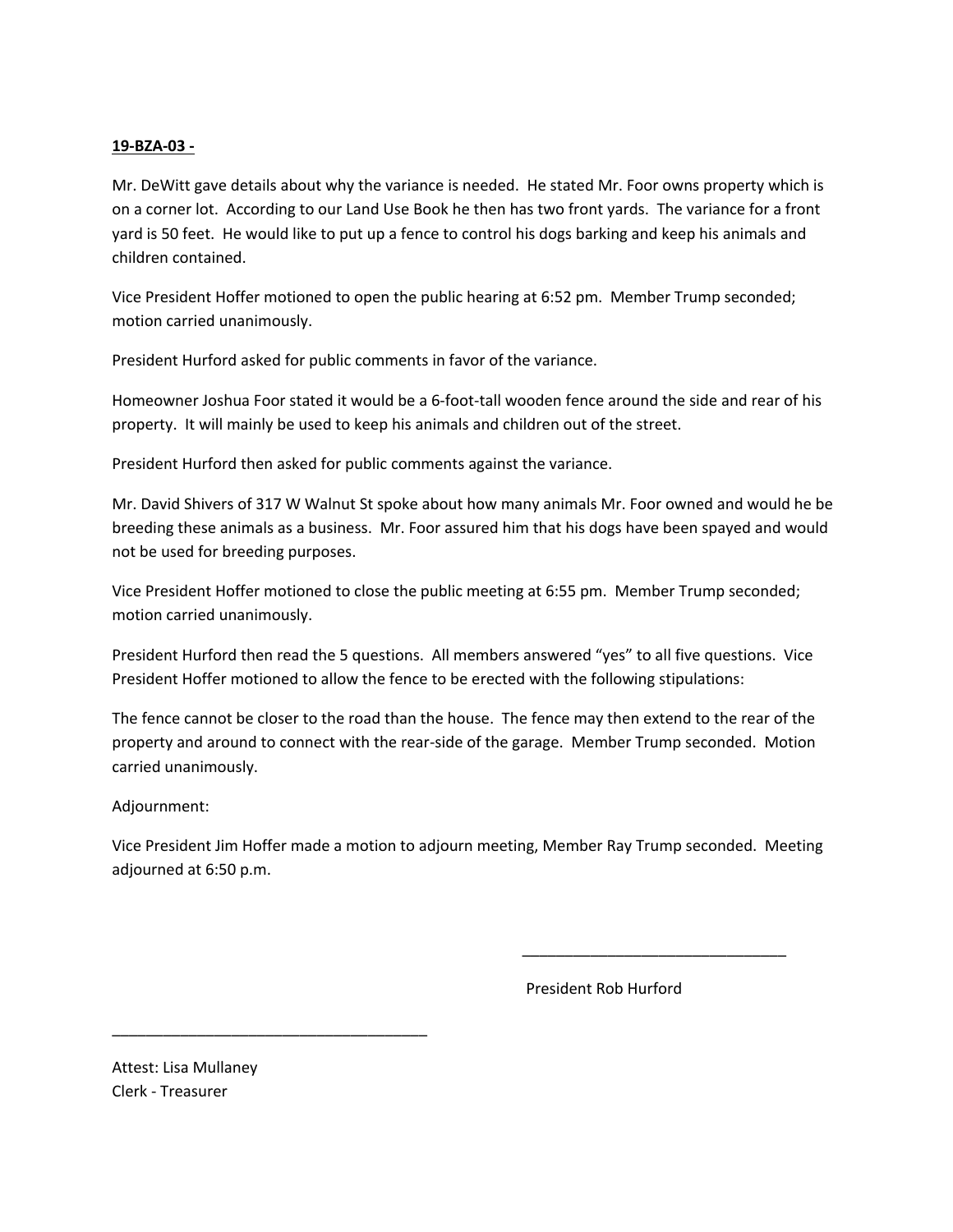**19-BZA-03 -**

Mr. DeWitt gave details about why the variance is needed. He stated Mr. Foor owns property which is on a corner lot. According to our Land Use Book he then has two front yards. The variance for a front yard is 50 feet. He would like to put up a fence to control his dogs barking and keep his animals and children contained.

Vice President Hoffer motioned to open the public hearing at 6:52 pm. Member Trump seconded; motion carried unanimously.

President Hurford asked for public comments in favor of the variance.

Homeowner Joshua Foor stated it would be a 6-foot-tall wooden fence around the side and rear of his property. It will mainly be used to keep his animals and children out of the street.

President Hurford then asked for public comments against the variance.

Mr. David Shivers of 317 W Walnut St spoke about how many animals Mr. Foor owned and would he be breeding these animals as a business. Mr. Foor assured him that his dogs have been spayed and would not be used for breeding purposes.

Vice President Hoffer motioned to close the public meeting at 6:55 pm. Member Trump seconded; motion carried unanimously.

President Hurford then read the 5 questions. All members answered "yes" to all five questions. Vice President Hoffer motioned to allow the fence to be erected with the following stipulations:

The fence cannot be closer to the road than the house. The fence may then extend to the rear of the property and around to connect with the rear-side of the garage. Member Trump seconded. Motion carried unanimously.

Adjournment:

Vice President Jim Hoffer made a motion to adjourn meeting, Member Ray Trump seconded. Meeting adjourned at 6:50 p.m.

\_\_\_\_\_\_\_\_\_\_\_\_\_\_\_\_\_\_\_\_\_\_\_\_\_\_\_\_\_\_\_\_

President Rob Hurford

\_\_\_\_\_\_\_\_\_\_\_\_\_\_\_\_\_\_\_\_\_\_\_\_\_\_\_\_\_\_\_\_\_\_\_\_\_\_

Attest: Lisa Mullaney
Clerk - Treasurer